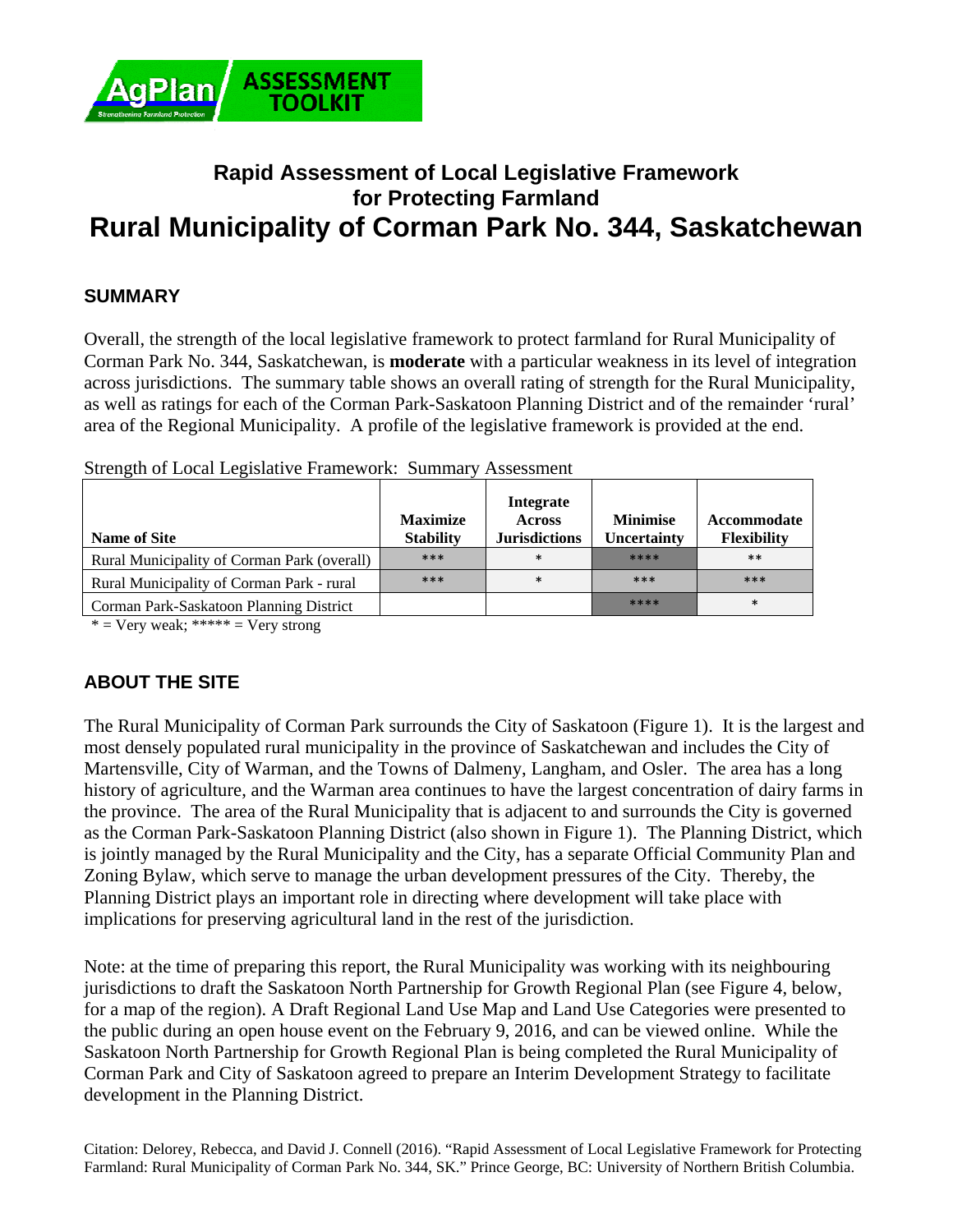# Rapid Assessment of Local Legislative Framework for Protecting Farmland

# Rural Municipality of Corman Park No. 344, Saskatchewan

## SUMMARY

Overall, the strength of the local legislative framework to protect farmland for Rural Municipality of Corman Park No. 344, Saskatchewan, is **moderate** with a particular weakness in its level of integration across jurisdictions. The summary table shows an overall rating of strength for the Rural Municipality, as well as ratings for each of the Corman Park-Saskatoon Planning District and of the remainder 'rural' area of the Regional Municipality. A profile of the legislative framework is provided at the end.

Strength of Local Legislative Framework: Summary Assessment

| Name of Site | Maximize Stability | Integrate Across Jurisdictions | Minimise Uncertainty | Accommodate Flexibility |
|---|---|---|---|---|
| Rural Municipality of Corman Park (overall) | *** | * | **** | ** |
| Rural Municipality of Corman Park - rural | *** | * | *** | *** |
| Corman Park-Saskatoon Planning District | | | **** | * |

* = Very weak; ***** = Very strong

## ABOUT THE SITE

The Rural Municipality of Corman Park surrounds the City of Saskatoon (Figure 1). It is the largest and most densely populated rural municipality in the province of Saskatchewan and includes the City of Martensville, City of Warman, and the Towns of Dalmeny, Langham, and Osler. The area has a long history of agriculture, and the Warman area continues to have the largest concentration of dairy farms in the province. The area of the Rural Municipality that is adjacent to and surrounds the City is governed as the Corman Park-Saskatoon Planning District (also shown in Figure 1). The Planning District, which is jointly managed by the Rural Municipality and the City, has a separate Official Community Plan and Zoning Bylaw, which serve to manage the urban development pressures of the City. Thereby, the Planning District plays an important role in directing where development will take place with implications for preserving agricultural land in the rest of the jurisdiction.

Note: at the time of preparing this report, the Rural Municipality was working with its neighbouring jurisdictions to draft the Saskatoon North Partnership for Growth Regional Plan (see Figure 4, below, for a map of the region). A Draft Regional Land Use Map and Land Use Categories were presented to the public during an open house event on the February 9, 2016, and can be viewed online. While the Saskatoon North Partnership for Growth Regional Plan is being completed the Rural Municipality of Corman Park and City of Saskatoon agreed to prepare an Interim Development Strategy to facilitate development in the Planning District.

Citation: Delorey, Rebecca, and David J. Connell (2016). "Rapid Assessment of Local Legislative Framework for Protecting Farmland: Rural Municipality of Corman Park No. 344, SK." Prince George, BC: University of Northern British Columbia.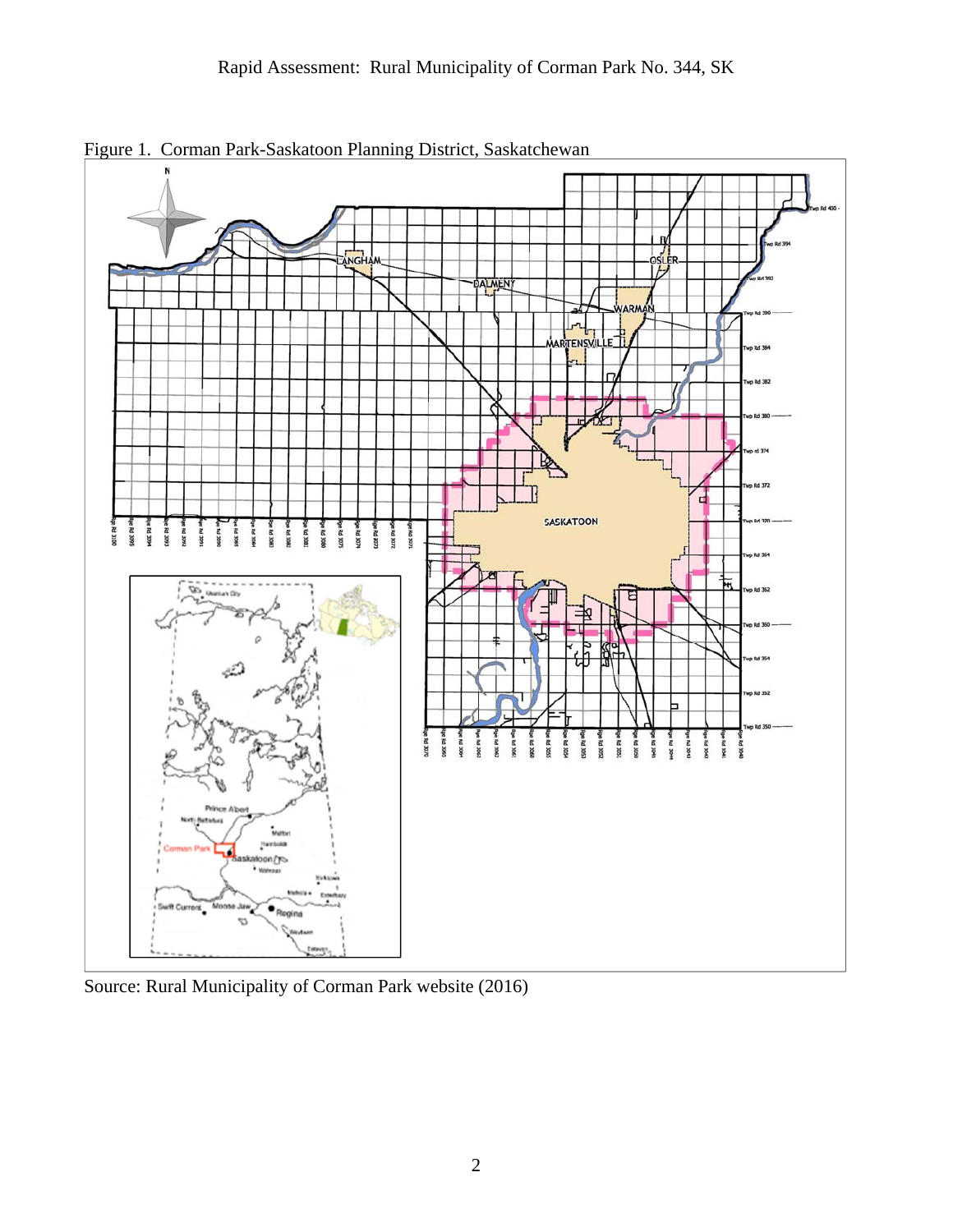Figure 1. Corman Park-Saskatoon Planning District, Saskatchewan

Source: Rural Municipality of Corman Park website (2016)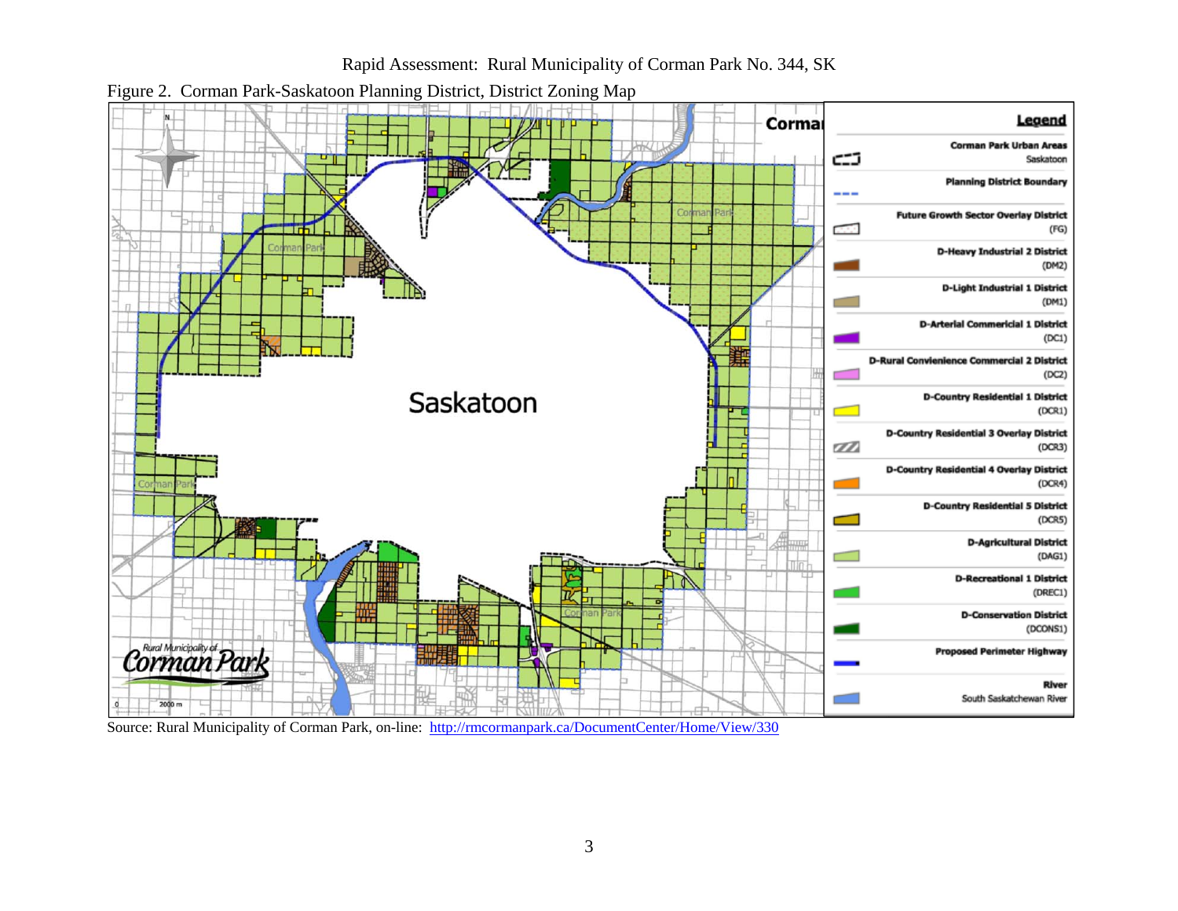Figure 2. Corman Park-Saskatoon Planning District, District Zoning Map

Source: Rural Municipality of Corman Park, on-line: http://rmcormanpark.ca/DocumentCenter/Home/View/330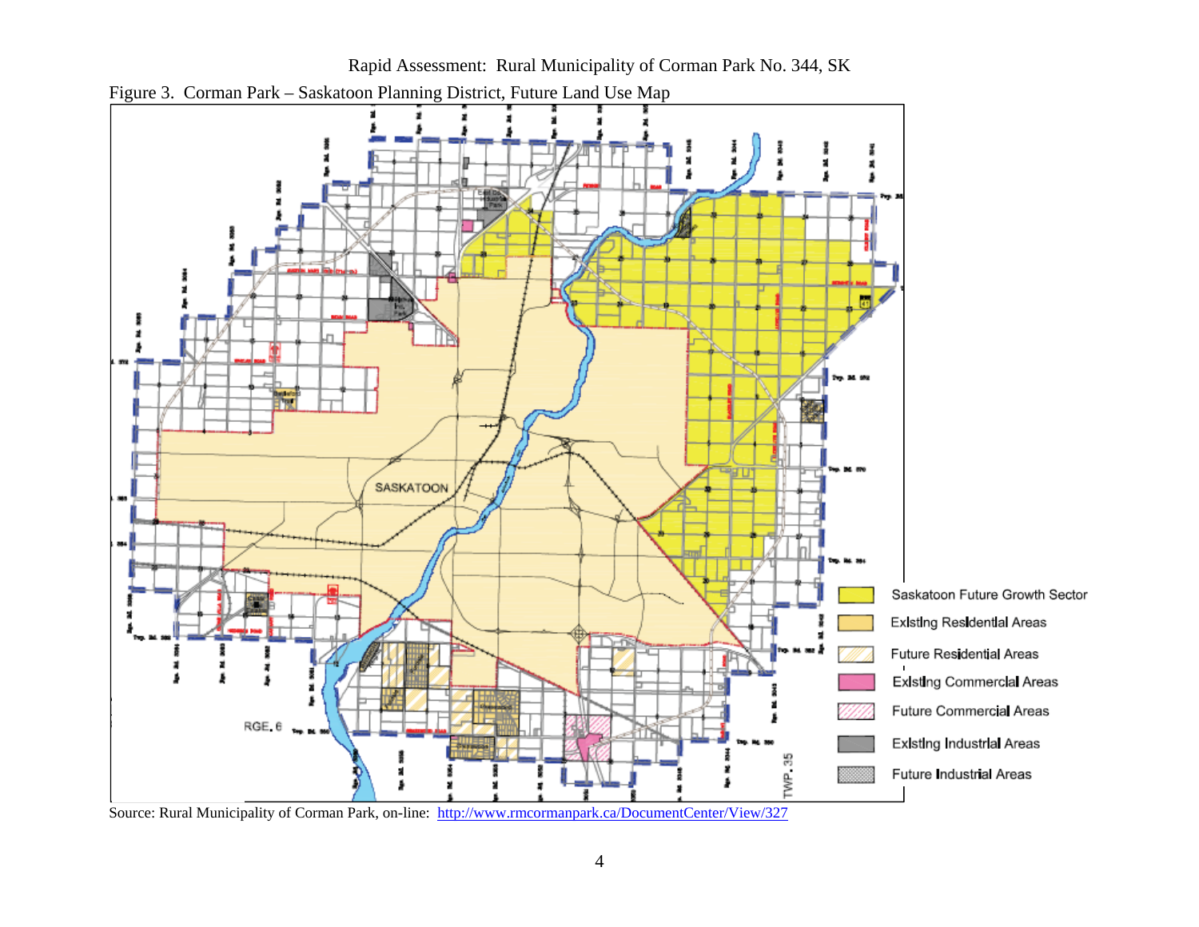Figure 3. Corman Park – Saskatoon Planning District, Future Land Use Map

Saskatoon Future Growth Sector

Existing Residential Areas

Future Residential Areas

Existing Commercial Areas

Future Commercial Areas

Existing Industrial Areas

Future Industrial Areas

Source: Rural Municipality of Corman Park, on-line: http://www.rmcormanpark.ca/DocumentCenter/View/327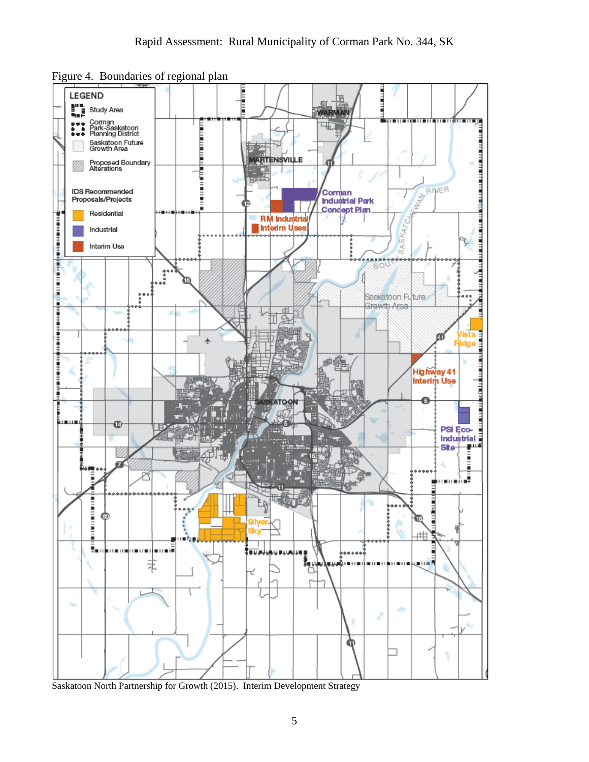Figure 4. Boundaries of regional plan

Saskatoon North Partnership for Growth (2015). Interim Development Strategy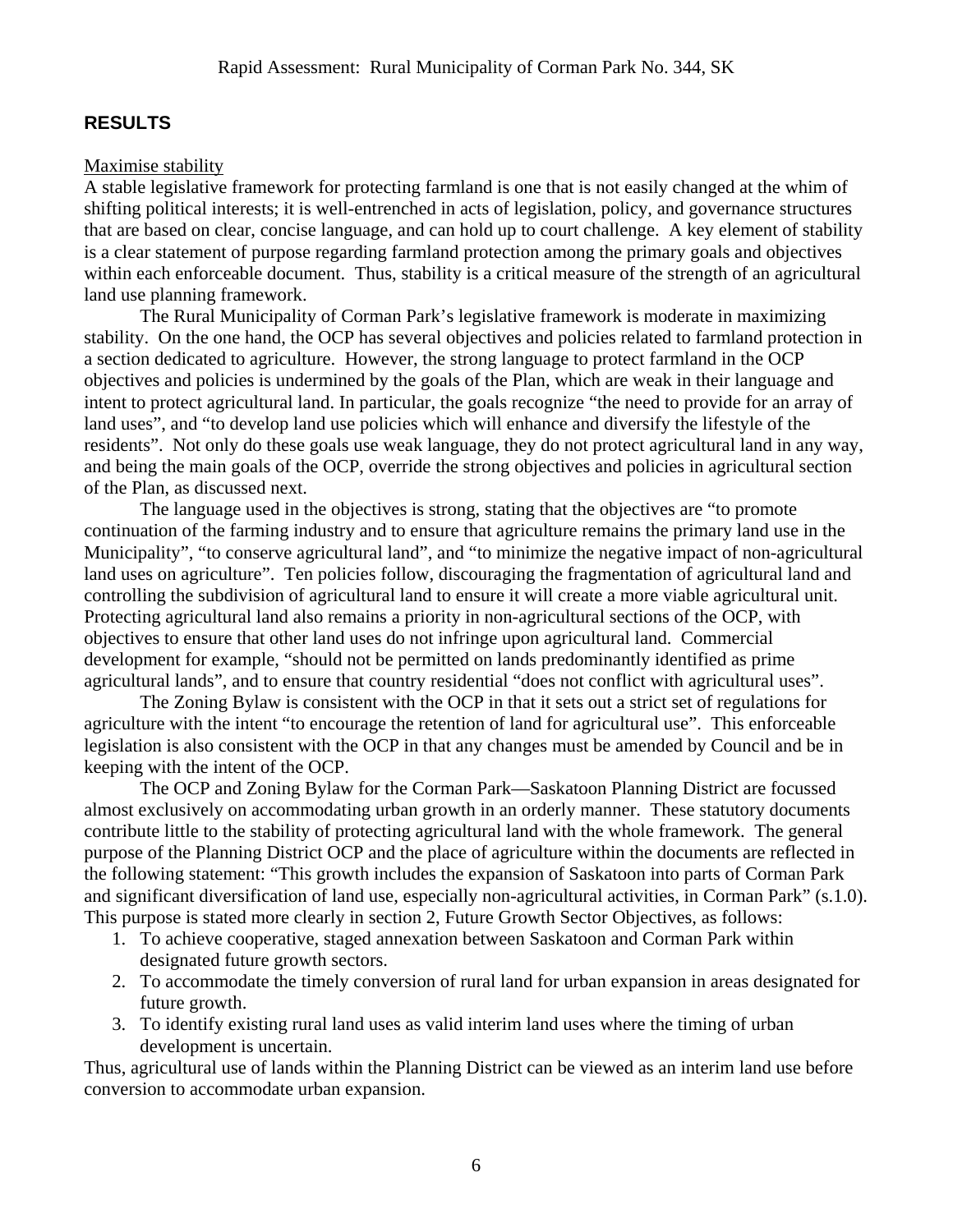## RESULTS

Maximise stability

A stable legislative framework for protecting farmland is one that is not easily changed at the whim of shifting political interests; it is well-entrenched in acts of legislation, policy, and governance structures that are based on clear, concise language, and can hold up to court challenge. A key element of stability is a clear statement of purpose regarding farmland protection among the primary goals and objectives within each enforceable document. Thus, stability is a critical measure of the strength of an agricultural land use planning framework.

The Rural Municipality of Corman Park's legislative framework is moderate in maximizing stability. On the one hand, the OCP has several objectives and policies related to farmland protection in a section dedicated to agriculture. However, the strong language to protect farmland in the OCP objectives and policies is undermined by the goals of the Plan, which are weak in their language and intent to protect agricultural land. In particular, the goals recognize "the need to provide for an array of land uses", and "to develop land use policies which will enhance and diversify the lifestyle of the residents". Not only do these goals use weak language, they do not protect agricultural land in any way, and being the main goals of the OCP, override the strong objectives and policies in agricultural section of the Plan, as discussed next.

The language used in the objectives is strong, stating that the objectives are "to promote continuation of the farming industry and to ensure that agriculture remains the primary land use in the Municipality", "to conserve agricultural land", and "to minimize the negative impact of non-agricultural land uses on agriculture". Ten policies follow, discouraging the fragmentation of agricultural land and controlling the subdivision of agricultural land to ensure it will create a more viable agricultural unit. Protecting agricultural land also remains a priority in non-agricultural sections of the OCP, with objectives to ensure that other land uses do not infringe upon agricultural land. Commercial development for example, "should not be permitted on lands predominantly identified as prime agricultural lands", and to ensure that country residential "does not conflict with agricultural uses".

The Zoning Bylaw is consistent with the OCP in that it sets out a strict set of regulations for agriculture with the intent "to encourage the retention of land for agricultural use". This enforceable legislation is also consistent with the OCP in that any changes must be amended by Council and be in keeping with the intent of the OCP.

The OCP and Zoning Bylaw for the Corman Park—Saskatoon Planning District are focussed almost exclusively on accommodating urban growth in an orderly manner. These statutory documents contribute little to the stability of protecting agricultural land with the whole framework. The general purpose of the Planning District OCP and the place of agriculture within the documents are reflected in the following statement: "This growth includes the expansion of Saskatoon into parts of Corman Park and significant diversification of land use, especially non-agricultural activities, in Corman Park" (s.1.0). This purpose is stated more clearly in section 2, Future Growth Sector Objectives, as follows:

1. To achieve cooperative, staged annexation between Saskatoon and Corman Park within designated future growth sectors.
2. To accommodate the timely conversion of rural land for urban expansion in areas designated for future growth.
3. To identify existing rural land uses as valid interim land uses where the timing of urban development is uncertain.

Thus, agricultural use of lands within the Planning District can be viewed as an interim land use before conversion to accommodate urban expansion.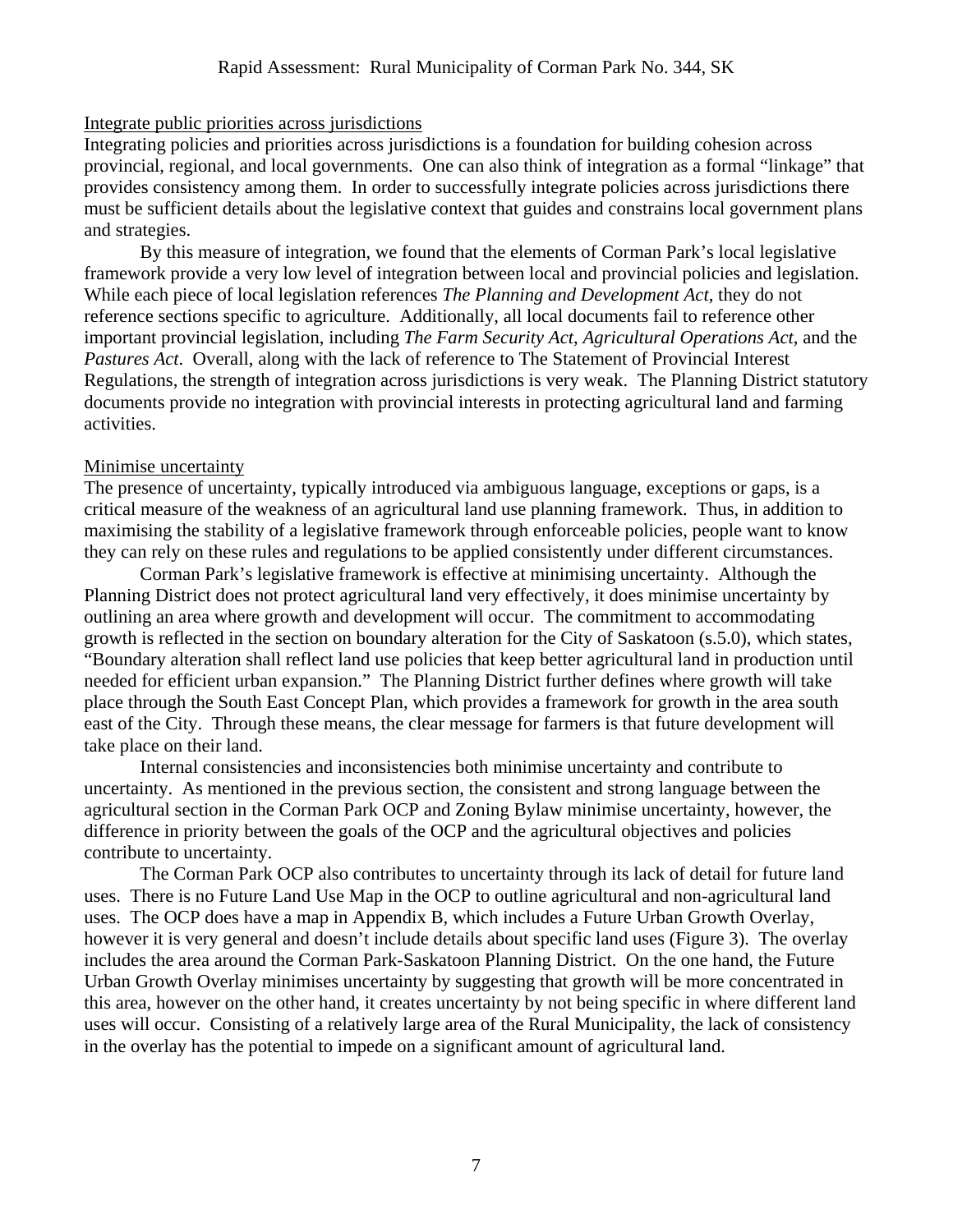Integrate public priorities across jurisdictions

Integrating policies and priorities across jurisdictions is a foundation for building cohesion across provincial, regional, and local governments. One can also think of integration as a formal "linkage" that provides consistency among them. In order to successfully integrate policies across jurisdictions there must be sufficient details about the legislative context that guides and constrains local government plans and strategies.

By this measure of integration, we found that the elements of Corman Park's local legislative framework provide a very low level of integration between local and provincial policies and legislation. While each piece of local legislation references *The Planning and Development Act*, they do not reference sections specific to agriculture. Additionally, all local documents fail to reference other important provincial legislation, including *The Farm Security Act*, *Agricultural Operations Act*, and the *Pastures Act*. Overall, along with the lack of reference to The Statement of Provincial Interest Regulations, the strength of integration across jurisdictions is very weak. The Planning District statutory documents provide no integration with provincial interests in protecting agricultural land and farming activities.

Minimise uncertainty

The presence of uncertainty, typically introduced via ambiguous language, exceptions or gaps, is a critical measure of the weakness of an agricultural land use planning framework. Thus, in addition to maximising the stability of a legislative framework through enforceable policies, people want to know they can rely on these rules and regulations to be applied consistently under different circumstances.

Corman Park's legislative framework is effective at minimising uncertainty. Although the Planning District does not protect agricultural land very effectively, it does minimise uncertainty by outlining an area where growth and development will occur. The commitment to accommodating growth is reflected in the section on boundary alteration for the City of Saskatoon (s.5.0), which states, "Boundary alteration shall reflect land use policies that keep better agricultural land in production until needed for efficient urban expansion." The Planning District further defines where growth will take place through the South East Concept Plan, which provides a framework for growth in the area south east of the City. Through these means, the clear message for farmers is that future development will take place on their land.

Internal consistencies and inconsistencies both minimise uncertainty and contribute to uncertainty. As mentioned in the previous section, the consistent and strong language between the agricultural section in the Corman Park OCP and Zoning Bylaw minimise uncertainty, however, the difference in priority between the goals of the OCP and the agricultural objectives and policies contribute to uncertainty.

The Corman Park OCP also contributes to uncertainty through its lack of detail for future land uses. There is no Future Land Use Map in the OCP to outline agricultural and non-agricultural land uses. The OCP does have a map in Appendix B, which includes a Future Urban Growth Overlay, however it is very general and doesn't include details about specific land uses (Figure 3). The overlay includes the area around the Corman Park-Saskatoon Planning District. On the one hand, the Future Urban Growth Overlay minimises uncertainty by suggesting that growth will be more concentrated in this area, however on the other hand, it creates uncertainty by not being specific in where different land uses will occur. Consisting of a relatively large area of the Rural Municipality, the lack of consistency in the overlay has the potential to impede on a significant amount of agricultural land.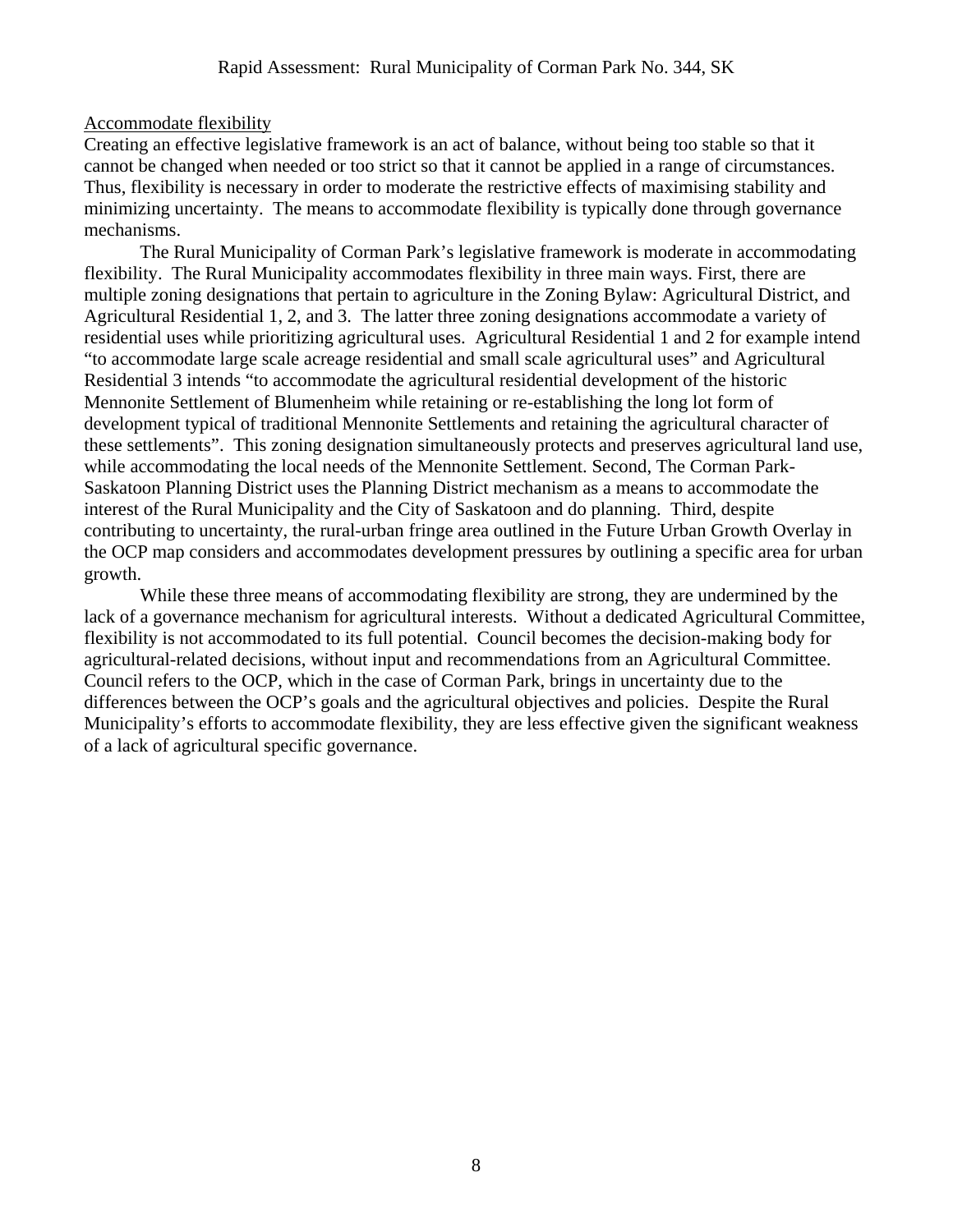Accommodate flexibility

Creating an effective legislative framework is an act of balance, without being too stable so that it cannot be changed when needed or too strict so that it cannot be applied in a range of circumstances. Thus, flexibility is necessary in order to moderate the restrictive effects of maximising stability and minimizing uncertainty. The means to accommodate flexibility is typically done through governance mechanisms.

The Rural Municipality of Corman Park's legislative framework is moderate in accommodating flexibility. The Rural Municipality accommodates flexibility in three main ways. First, there are multiple zoning designations that pertain to agriculture in the Zoning Bylaw: Agricultural District, and Agricultural Residential 1, 2, and 3. The latter three zoning designations accommodate a variety of residential uses while prioritizing agricultural uses. Agricultural Residential 1 and 2 for example intend "to accommodate large scale acreage residential and small scale agricultural uses" and Agricultural Residential 3 intends "to accommodate the agricultural residential development of the historic Mennonite Settlement of Blumenheim while retaining or re-establishing the long lot form of development typical of traditional Mennonite Settlements and retaining the agricultural character of these settlements". This zoning designation simultaneously protects and preserves agricultural land use, while accommodating the local needs of the Mennonite Settlement. Second, The Corman Park-Saskatoon Planning District uses the Planning District mechanism as a means to accommodate the interest of the Rural Municipality and the City of Saskatoon and do planning. Third, despite contributing to uncertainty, the rural-urban fringe area outlined in the Future Urban Growth Overlay in the OCP map considers and accommodates development pressures by outlining a specific area for urban growth.

While these three means of accommodating flexibility are strong, they are undermined by the lack of a governance mechanism for agricultural interests. Without a dedicated Agricultural Committee, flexibility is not accommodated to its full potential. Council becomes the decision-making body for agricultural-related decisions, without input and recommendations from an Agricultural Committee. Council refers to the OCP, which in the case of Corman Park, brings in uncertainty due to the differences between the OCP's goals and the agricultural objectives and policies. Despite the Rural Municipality's efforts to accommodate flexibility, they are less effective given the significant weakness of a lack of agricultural specific governance.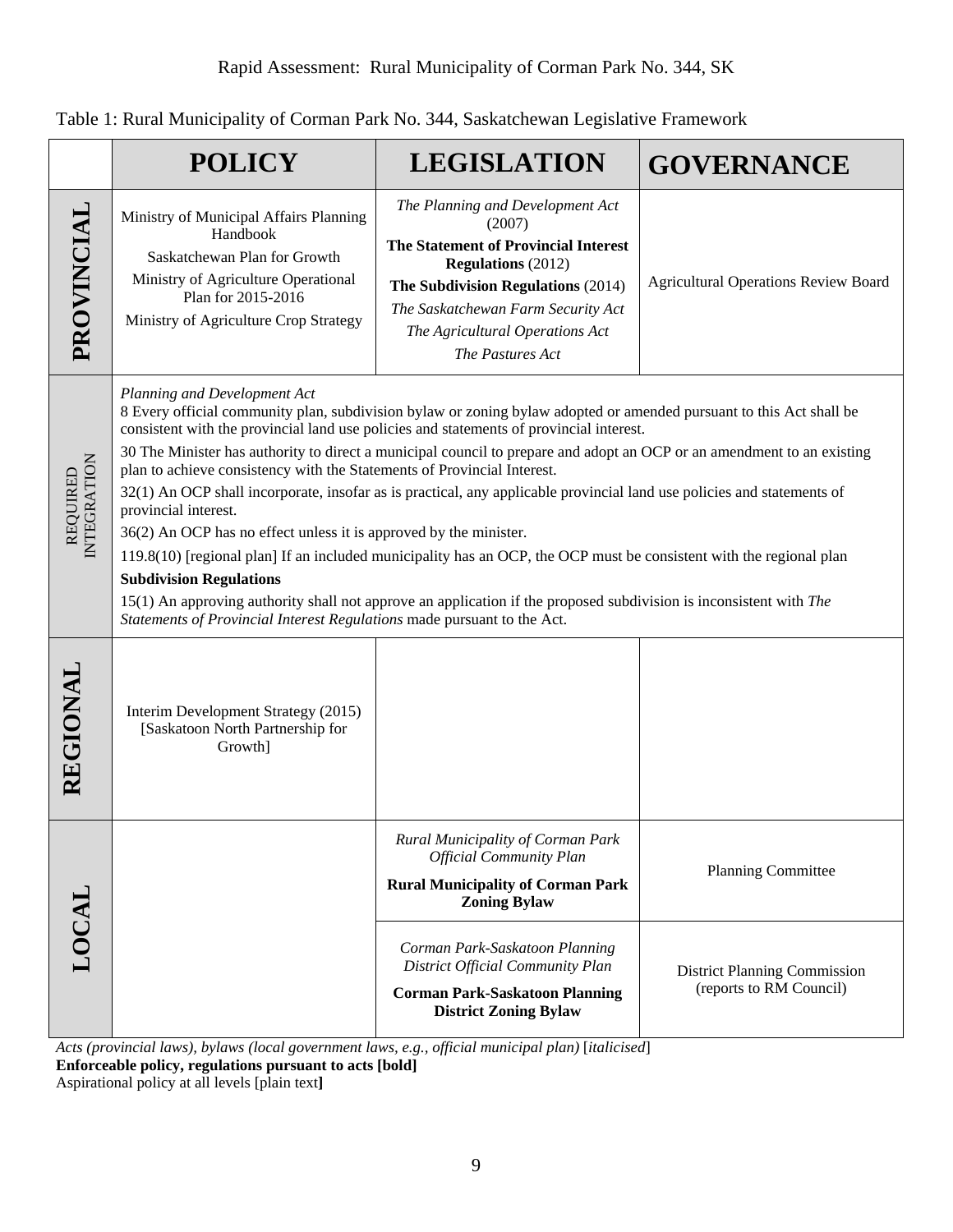Table 1: Rural Municipality of Corman Park No. 344, Saskatchewan Legislative Framework

| | POLICY | LEGISLATION | GOVERNANCE |
|---|---|---|---|
| **PROVINCIAL** | Ministry of Municipal Affairs Planning Handbook<br>Saskatchewan Plan for Growth<br>Ministry of Agriculture Operational Plan for 2015-2016<br>Ministry of Agriculture Crop Strategy | *The Planning and Development Act* (2007)<br>**The Statement of Provincial Interest Regulations** (2012)<br>**The Subdivision Regulations** (2014)<br>*The Saskatchewan Farm Security Act*<br>*The Agricultural Operations Act*<br>*The Pastures Act* | Agricultural Operations Review Board |
| REQUIRED INTEGRATION | *Planning and Development Act*<br>8 Every official community plan, subdivision bylaw or zoning bylaw adopted or amended pursuant to this Act shall be consistent with the provincial land use policies and statements of provincial interest.<br>30 The Minister has authority to direct a municipal council to prepare and adopt an OCP or an amendment to an existing plan to achieve consistency with the Statements of Provincial Interest.<br>32(1) An OCP shall incorporate, insofar as is practical, any applicable provincial land use policies and statements of provincial interest.<br>36(2) An OCP has no effect unless it is approved by the minister.<br>119.8(10) [regional plan] If an included municipality has an OCP, the OCP must be consistent with the regional plan<br>**Subdivision Regulations**<br>15(1) An approving authority shall not approve an application if the proposed subdivision is inconsistent with *The Statements of Provincial Interest Regulations* made pursuant to the Act. | | |
| **REGIONAL** | Interim Development Strategy (2015) [Saskatoon North Partnership for Growth] | | |
| **LOCAL** | | *Rural Municipality of Corman Park Official Community Plan*<br>**Rural Municipality of Corman Park Zoning Bylaw** | Planning Committee |
| **LOCAL** | | *Corman Park-Saskatoon Planning District Official Community Plan*<br>**Corman Park-Saskatoon Planning District Zoning Bylaw** | District Planning Commission (reports to RM Council) |

*Acts (provincial laws), bylaws (local government laws, e.g., official municipal plan)* [*italicised*]
**Enforceable policy, regulations pursuant to acts [bold]**
Aspirational policy at all levels [plain text**]**